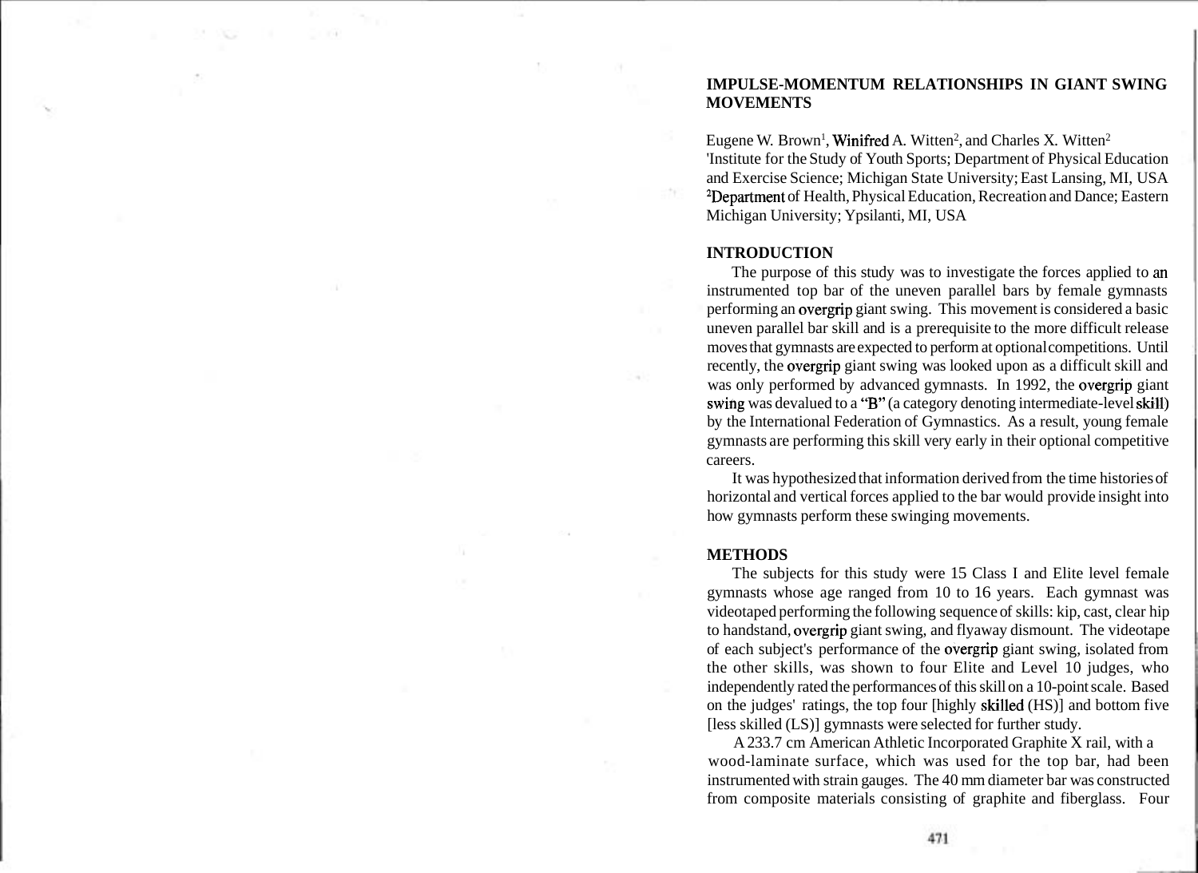# IMPULSE-MOMENTUM RELATIONSHIPS IN GIANT SWING MOVEMENTS

Eugene W. Brown[1], Winifred A. Witten[2], and Charles X. Witten[2]
[1]Institute for the Study of Youth Sports; Department of Physical Education and Exercise Science; Michigan State University; East Lansing, MI, USA
[2]Department of Health, Physical Education, Recreation and Dance; Eastern Michigan University; Ypsilanti, MI, USA

## INTRODUCTION

The purpose of this study was to investigate the forces applied to an instrumented top bar of the uneven parallel bars by female gymnasts performing an overgrip giant swing. This movement is considered a basic uneven parallel bar skill and is a prerequisite to the more difficult release moves that gymnasts are expected to perform at optional competitions. Until recently, the overgrip giant swing was looked upon as a difficult skill and was only performed by advanced gymnasts. In 1992, the overgrip giant swing was devalued to a "B" (a category denoting intermediate-level skill) by the International Federation of Gymnastics. As a result, young female gymnasts are performing this skill very early in their optional competitive careers.

It was hypothesized that information derived from the time histories of horizontal and vertical forces applied to the bar would provide insight into how gymnasts perform these swinging movements.

## METHODS

The subjects for this study were 15 Class I and Elite level female gymnasts whose age ranged from 10 to 16 years. Each gymnast was videotaped performing the following sequence of skills: kip, cast, clear hip to handstand, overgrip giant swing, and flyaway dismount. The videotape of each subject's performance of the overgrip giant swing, isolated from the other skills, was shown to four Elite and Level 10 judges, who independently rated the performances of this skill on a 10-point scale. Based on the judges' ratings, the top four [highly skilled (HS)] and bottom five [less skilled (LS)] gymnasts were selected for further study.

A 233.7 cm American Athletic Incorporated Graphite X rail, with a wood-laminate surface, which was used for the top bar, had been instrumented with strain gauges. The 40 mm diameter bar was constructed from composite materials consisting of graphite and fiberglass. Four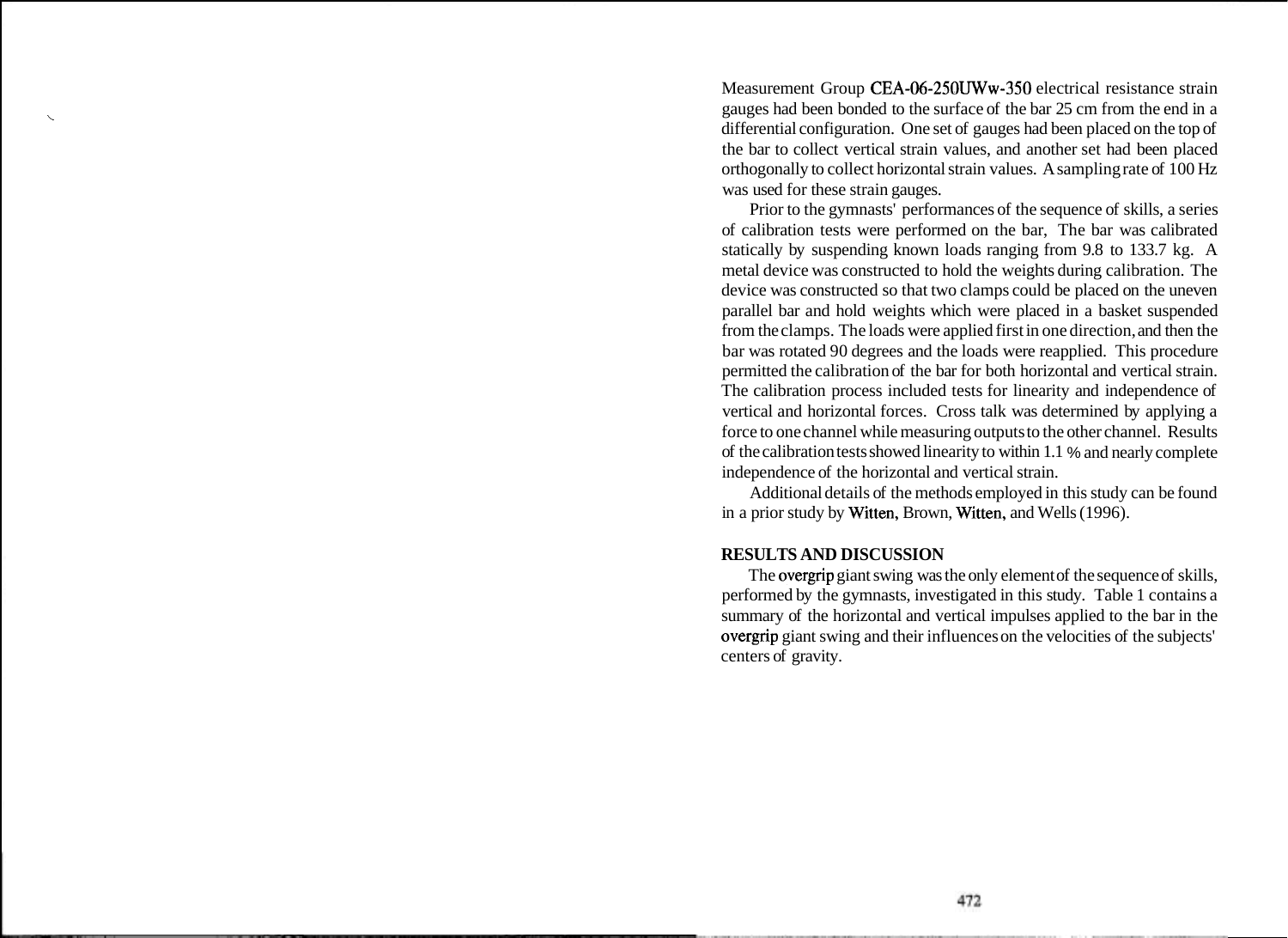Measurement Group CEA-06-250UWw-350 electrical resistance strain gauges had been bonded to the surface of the bar 25 cm from the end in a differential configuration. One set of gauges had been placed on the top of the bar to collect vertical strain values, and another set had been placed orthogonally to collect horizontal strain values. A sampling rate of 100 Hz was used for these strain gauges.

Prior to the gymnasts' performances of the sequence of skills, a series of calibration tests were performed on the bar, The bar was calibrated statically by suspending known loads ranging from 9.8 to 133.7 kg. A metal device was constructed to hold the weights during calibration. The device was constructed so that two clamps could be placed on the uneven parallel bar and hold weights which were placed in a basket suspended from the clamps. The loads were applied first in one direction, and then the bar was rotated 90 degrees and the loads were reapplied. This procedure permitted the calibration of the bar for both horizontal and vertical strain. The calibration process included tests for linearity and independence of vertical and horizontal forces. Cross talk was determined by applying a force to one channel while measuring outputs to the other channel. Results of the calibration tests showed linearity to within 1.1 % and nearly complete independence of the horizontal and vertical strain.

Additional details of the methods employed in this study can be found in a prior study by Witten, Brown, Witten, and Wells (1996).

## RESULTS AND DISCUSSION

The overgrip giant swing was the only element of the sequence of skills, performed by the gymnasts, investigated in this study. Table 1 contains a summary of the horizontal and vertical impulses applied to the bar in the overgrip giant swing and their influences on the velocities of the subjects' centers of gravity.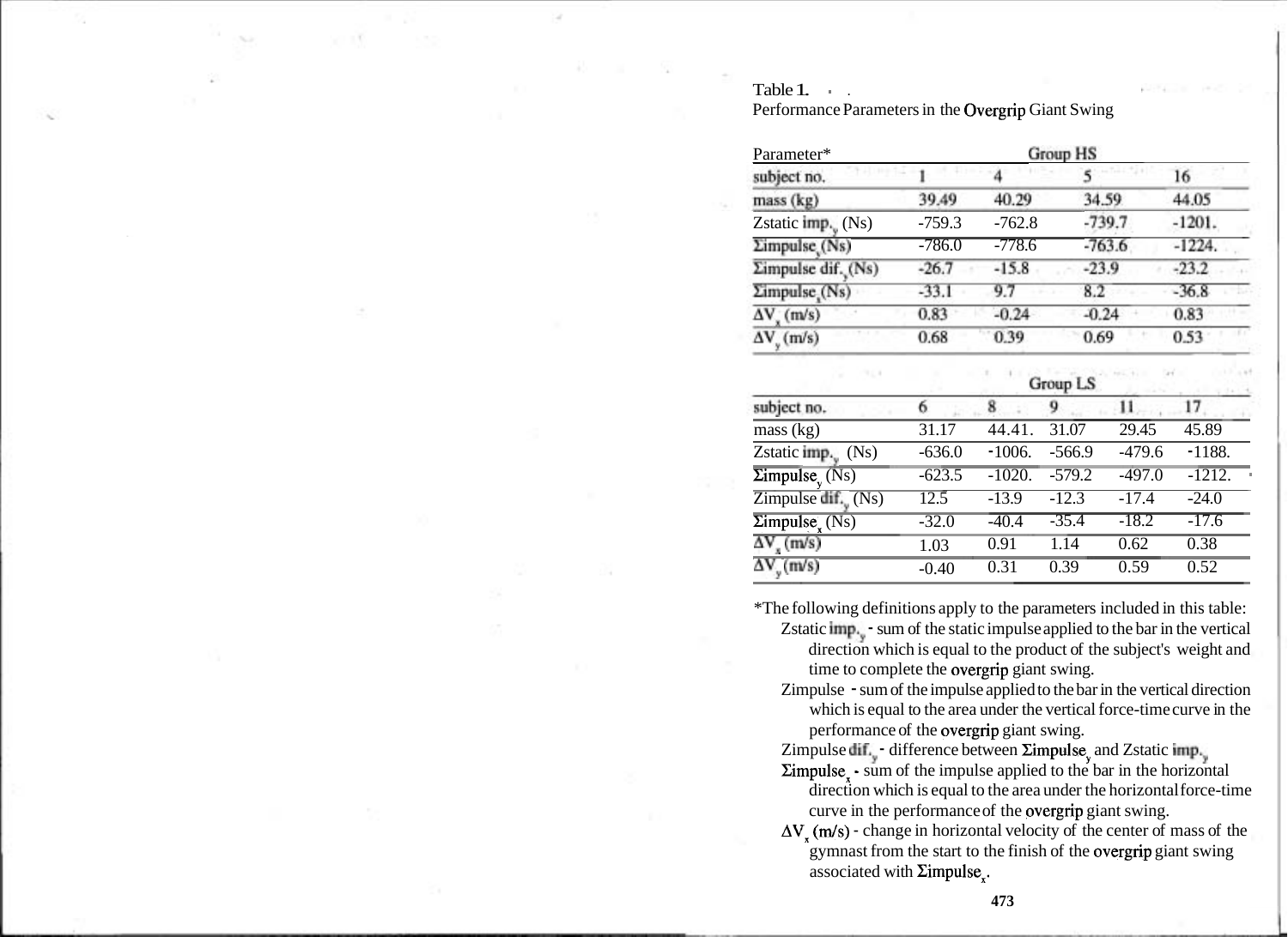Table 1.

Performance Parameters in the Overgrip Giant Swing

| Parameter* | Group HS | | | | |
|---|---|---|---|---|---|
| subject no. | 1 | 4 | 5 | 16 | |
| mass (kg) | 39.49 | 40.29 | 34.59 | 44.05 | |
| Zstatic $imp._y$ (Ns) | -759.3 | -762.8 | -739.7 | -1201. | |
| $\Sigma impulse_y$ (Ns) | -786.0 | -778.6 | -763.6 | -1224. | |
| $\Sigma impulse\ dif._y$ (Ns) | -26.7 | -15.8 | -23.9 | -23.2 | |
| $\Sigma impulse_x$ (Ns) | -33.1 | 9.7 | 8.2 | -36.8 | |
| $\Delta V_x$ (m/s) | 0.83 | -0.24 | -0.24 | 0.83 | |
| $\Delta V_y$ (m/s) | 0.68 | 0.39 | 0.69 | 0.53 | |
| | Group LS | | | | |
| subject no. | 6 | 8 | 9 | 11 | 17 |
| mass (kg) | 31.17 | 44.41. | 31.07 | 29.45 | 45.89 |
| Zstatic $imp._y$ (Ns) | -636.0 | -1006. | -566.9 | -479.6 | -1188. |
| $\Sigma impulse_y$ (Ns) | -623.5 | -1020. | -579.2 | -497.0 | -1212. |
| Zimpulse $dif._y$ (Ns) | 12.5 | -13.9 | -12.3 | -17.4 | -24.0 |
| $\Sigma impulse_x$ (Ns) | -32.0 | -40.4 | -35.4 | -18.2 | -17.6 |
| $\Delta V_x$ (m/s) | 1.03 | 0.91 | 1.14 | 0.62 | 0.38 |
| $\Delta V_y$ (m/s) | -0.40 | 0.31 | 0.39 | 0.59 | 0.52 |

*The following definitions apply to the parameters included in this table:

- Zstatic $imp._y$ - sum of the static impulse applied to the bar in the vertical direction which is equal to the product of the subject's weight and time to complete the overgrip giant swing.
- Zimpulse - sum of the impulse applied to the bar in the vertical direction which is equal to the area under the vertical force-time curve in the performance of the overgrip giant swing.
- Zimpulse $dif._y$ - difference between $\Sigma impulse_y$ and Zstatic $imp._y$
- $\Sigma impulse_x$ - sum of the impulse applied to the bar in the horizontal direction which is equal to the area under the horizontal force-time curve in the performance of the overgrip giant swing.
- $\Delta V_x$ (m/s) - change in horizontal velocity of the center of mass of the gymnast from the start to the finish of the overgrip giant swing associated with $\Sigma impulse_x$.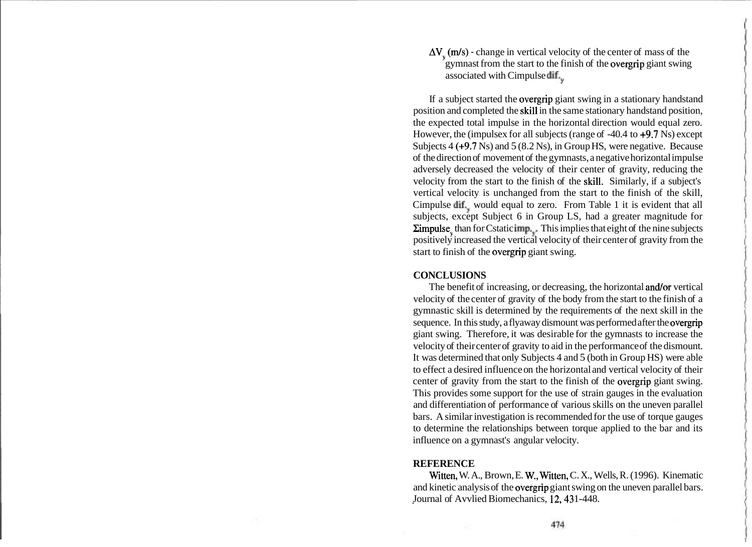$\Delta V_y$ (m/s) - change in vertical velocity of the center of mass of the gymnast from the start to the finish of the overgrip giant swing associated with Cimpulse $dif._y$

If a subject started the overgrip giant swing in a stationary handstand position and completed the skill in the same stationary handstand position, the expected total impulse in the horizontal direction would equal zero. However, the (impulsex for all subjects (range of -40.4 to +9.7 Ns) except Subjects 4 (+9.7 Ns) and 5 (8.2 Ns), in Group HS, were negative. Because of the direction of movement of the gymnasts, a negative horizontal impulse adversely decreased the velocity of their center of gravity, reducing the velocity from the start to the finish of the skill. Similarly, if a subject's vertical velocity is unchanged from the start to the finish of the skill, Cimpulse $dif._y$ would equal to zero. From Table 1 it is evident that all subjects, except Subject 6 in Group LS, had a greater magnitude for $\Sigma$impulse$_y$ than for Cstatic $imp._y$. This implies that eight of the nine subjects positively increased the vertical velocity of their center of gravity from the start to finish of the overgrip giant swing.

## CONCLUSIONS

The benefit of increasing, or decreasing, the horizontal and/or vertical velocity of the center of gravity of the body from the start to the finish of a gymnastic skill is determined by the requirements of the next skill in the sequence. In this study, a flyaway dismount was performed after the overgrip giant swing. Therefore, it was desirable for the gymnasts to increase the velocity of their center of gravity to aid in the performance of the dismount. It was determined that only Subjects 4 and 5 (both in Group HS) were able to effect a desired influence on the horizontal and vertical velocity of their center of gravity from the start to the finish of the overgrip giant swing. This provides some support for the use of strain gauges in the evaluation and differentiation of performance of various skills on the uneven parallel bars. A similar investigation is recommended for the use of torque gauges to determine the relationships between torque applied to the bar and its influence on a gymnast's angular velocity.

## REFERENCE

Witten, W. A., Brown, E. W., Witten, C. X., Wells, R. (1996). Kinematic and kinetic analysis of the overgrip giant swing on the uneven parallel bars. Journal of Avvlied Biomechanics, 12, 431-448.